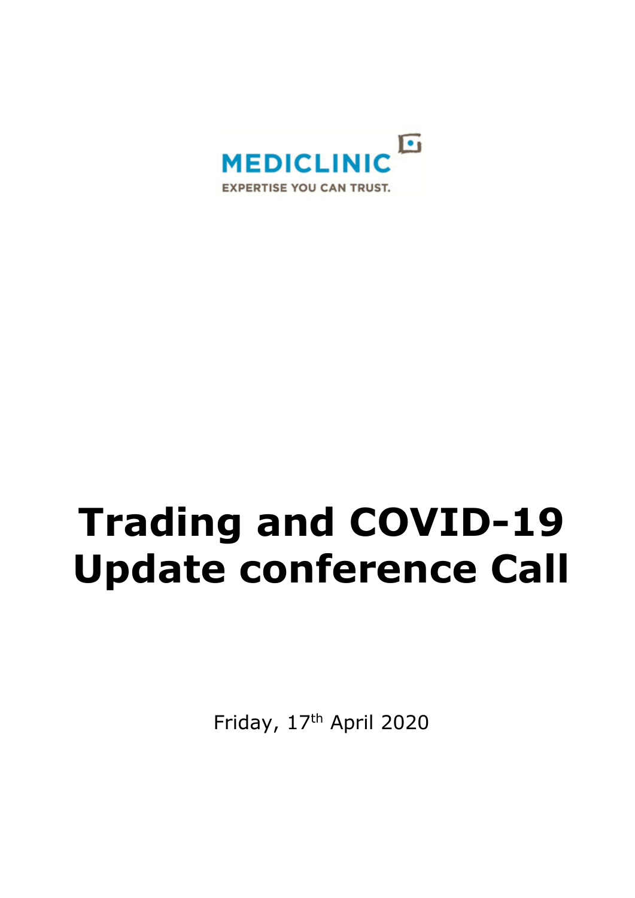MEDICLINIC

EXPERTISE YOU CAN TRUST.

# Trading and COVID-19 Update conference Call

Friday, 17th April 2020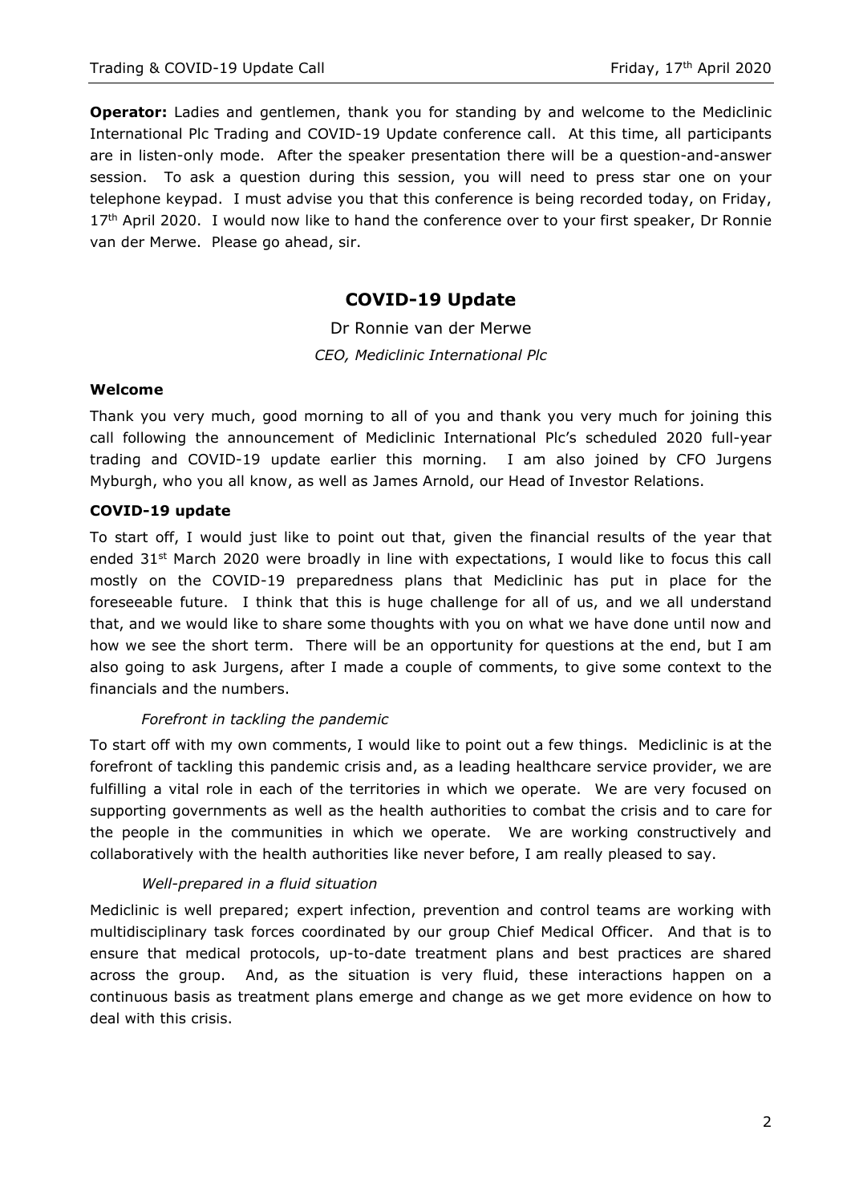**Operator:** Ladies and gentlemen, thank you for standing by and welcome to the Mediclinic International Plc Trading and COVID-19 Update conference call. At this time, all participants are in listen-only mode. After the speaker presentation there will be a question-and-answer session. To ask a question during this session, you will need to press star one on your telephone keypad. I must advise you that this conference is being recorded today, on Friday, 17th April 2020. I would now like to hand the conference over to your first speaker, Dr Ronnie van der Merwe. Please go ahead, sir.

## COVID-19 Update

Dr Ronnie van der Merwe

*CEO, Mediclinic International Plc*

### Welcome

Thank you very much, good morning to all of you and thank you very much for joining this call following the announcement of Mediclinic International Plc's scheduled 2020 full-year trading and COVID-19 update earlier this morning. I am also joined by CFO Jurgens Myburgh, who you all know, as well as James Arnold, our Head of Investor Relations.

### COVID-19 update

To start off, I would just like to point out that, given the financial results of the year that ended 31st March 2020 were broadly in line with expectations, I would like to focus this call mostly on the COVID-19 preparedness plans that Mediclinic has put in place for the foreseeable future. I think that this is huge challenge for all of us, and we all understand that, and we would like to share some thoughts with you on what we have done until now and how we see the short term. There will be an opportunity for questions at the end, but I am also going to ask Jurgens, after I made a couple of comments, to give some context to the financials and the numbers.

#### *Forefront in tackling the pandemic*

To start off with my own comments, I would like to point out a few things. Mediclinic is at the forefront of tackling this pandemic crisis and, as a leading healthcare service provider, we are fulfilling a vital role in each of the territories in which we operate. We are very focused on supporting governments as well as the health authorities to combat the crisis and to care for the people in the communities in which we operate. We are working constructively and collaboratively with the health authorities like never before, I am really pleased to say.

#### *Well-prepared in a fluid situation*

Mediclinic is well prepared; expert infection, prevention and control teams are working with multidisciplinary task forces coordinated by our group Chief Medical Officer. And that is to ensure that medical protocols, up-to-date treatment plans and best practices are shared across the group. And, as the situation is very fluid, these interactions happen on a continuous basis as treatment plans emerge and change as we get more evidence on how to deal with this crisis.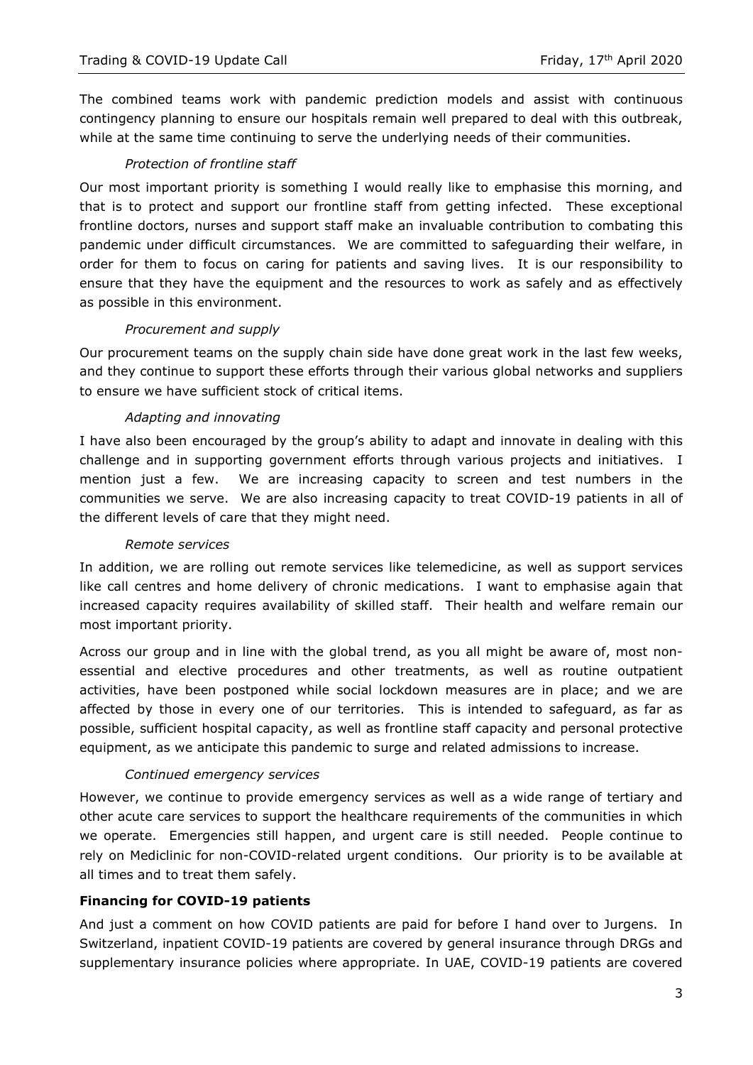The combined teams work with pandemic prediction models and assist with continuous contingency planning to ensure our hospitals remain well prepared to deal with this outbreak, while at the same time continuing to serve the underlying needs of their communities.

*Protection of frontline staff*

Our most important priority is something I would really like to emphasise this morning, and that is to protect and support our frontline staff from getting infected. These exceptional frontline doctors, nurses and support staff make an invaluable contribution to combating this pandemic under difficult circumstances. We are committed to safeguarding their welfare, in order for them to focus on caring for patients and saving lives. It is our responsibility to ensure that they have the equipment and the resources to work as safely and as effectively as possible in this environment.

*Procurement and supply*

Our procurement teams on the supply chain side have done great work in the last few weeks, and they continue to support these efforts through their various global networks and suppliers to ensure we have sufficient stock of critical items.

*Adapting and innovating*

I have also been encouraged by the group's ability to adapt and innovate in dealing with this challenge and in supporting government efforts through various projects and initiatives. I mention just a few. We are increasing capacity to screen and test numbers in the communities we serve. We are also increasing capacity to treat COVID-19 patients in all of the different levels of care that they might need.

*Remote services*

In addition, we are rolling out remote services like telemedicine, as well as support services like call centres and home delivery of chronic medications. I want to emphasise again that increased capacity requires availability of skilled staff. Their health and welfare remain our most important priority.

Across our group and in line with the global trend, as you all might be aware of, most non-essential and elective procedures and other treatments, as well as routine outpatient activities, have been postponed while social lockdown measures are in place; and we are affected by those in every one of our territories. This is intended to safeguard, as far as possible, sufficient hospital capacity, as well as frontline staff capacity and personal protective equipment, as we anticipate this pandemic to surge and related admissions to increase.

*Continued emergency services*

However, we continue to provide emergency services as well as a wide range of tertiary and other acute care services to support the healthcare requirements of the communities in which we operate. Emergencies still happen, and urgent care is still needed. People continue to rely on Mediclinic for non-COVID-related urgent conditions. Our priority is to be available at all times and to treat them safely.

**Financing for COVID-19 patients**

And just a comment on how COVID patients are paid for before I hand over to Jurgens. In Switzerland, inpatient COVID-19 patients are covered by general insurance through DRGs and supplementary insurance policies where appropriate. In UAE, COVID-19 patients are covered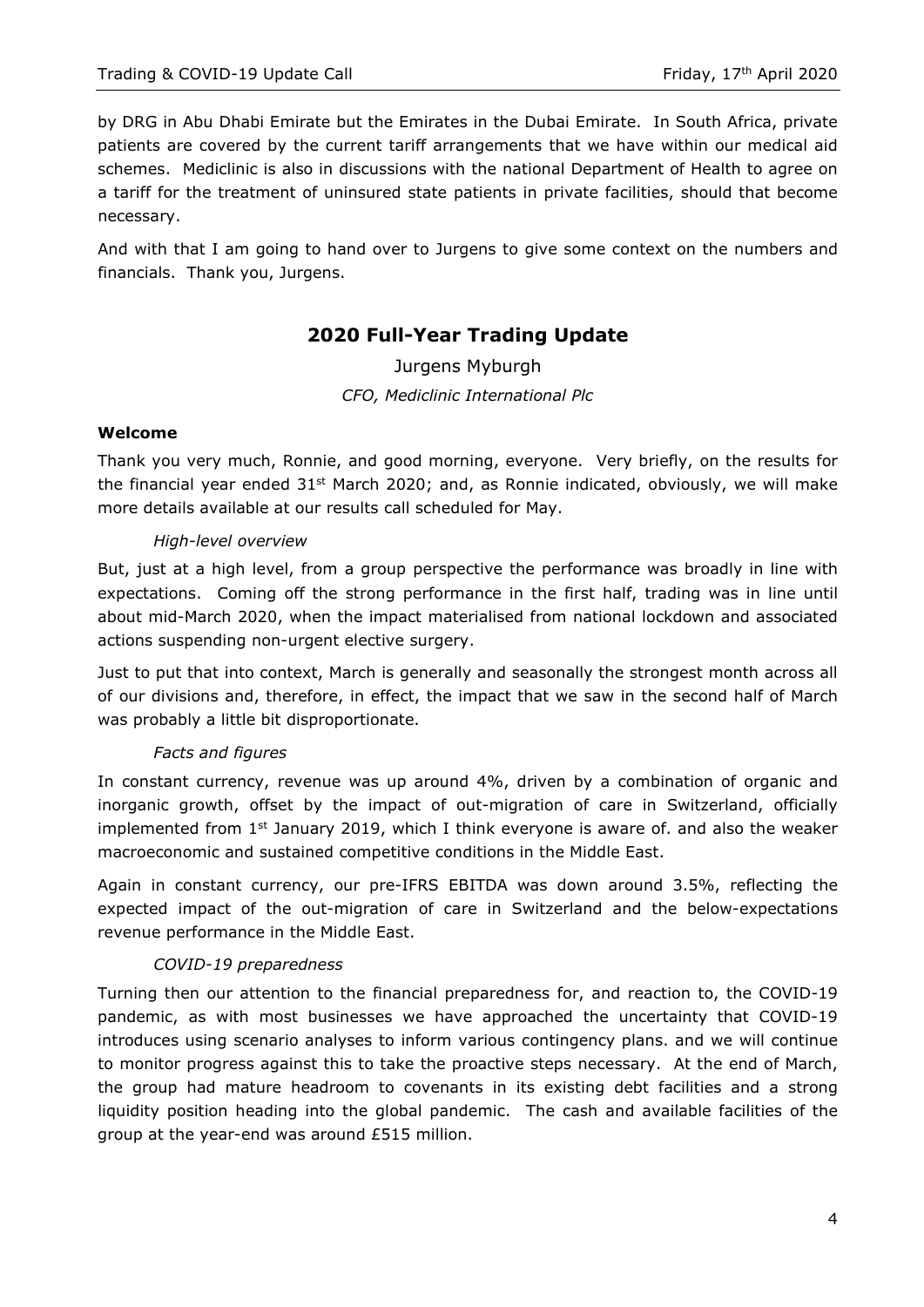by DRG in Abu Dhabi Emirate but the Emirates in the Dubai Emirate. In South Africa, private patients are covered by the current tariff arrangements that we have within our medical aid schemes. Mediclinic is also in discussions with the national Department of Health to agree on a tariff for the treatment of uninsured state patients in private facilities, should that become necessary.

And with that I am going to hand over to Jurgens to give some context on the numbers and financials. Thank you, Jurgens.

## 2020 Full-Year Trading Update

Jurgens Myburgh

*CFO, Mediclinic International Plc*

### Welcome

Thank you very much, Ronnie, and good morning, everyone. Very briefly, on the results for the financial year ended 31st March 2020; and, as Ronnie indicated, obviously, we will make more details available at our results call scheduled for May.

#### *High-level overview*

But, just at a high level, from a group perspective the performance was broadly in line with expectations. Coming off the strong performance in the first half, trading was in line until about mid-March 2020, when the impact materialised from national lockdown and associated actions suspending non-urgent elective surgery.

Just to put that into context, March is generally and seasonally the strongest month across all of our divisions and, therefore, in effect, the impact that we saw in the second half of March was probably a little bit disproportionate.

#### *Facts and figures*

In constant currency, revenue was up around 4%, driven by a combination of organic and inorganic growth, offset by the impact of out-migration of care in Switzerland, officially implemented from 1st January 2019, which I think everyone is aware of. and also the weaker macroeconomic and sustained competitive conditions in the Middle East.

Again in constant currency, our pre-IFRS EBITDA was down around 3.5%, reflecting the expected impact of the out-migration of care in Switzerland and the below-expectations revenue performance in the Middle East.

#### *COVID-19 preparedness*

Turning then our attention to the financial preparedness for, and reaction to, the COVID-19 pandemic, as with most businesses we have approached the uncertainty that COVID-19 introduces using scenario analyses to inform various contingency plans. and we will continue to monitor progress against this to take the proactive steps necessary. At the end of March, the group had mature headroom to covenants in its existing debt facilities and a strong liquidity position heading into the global pandemic. The cash and available facilities of the group at the year-end was around £515 million.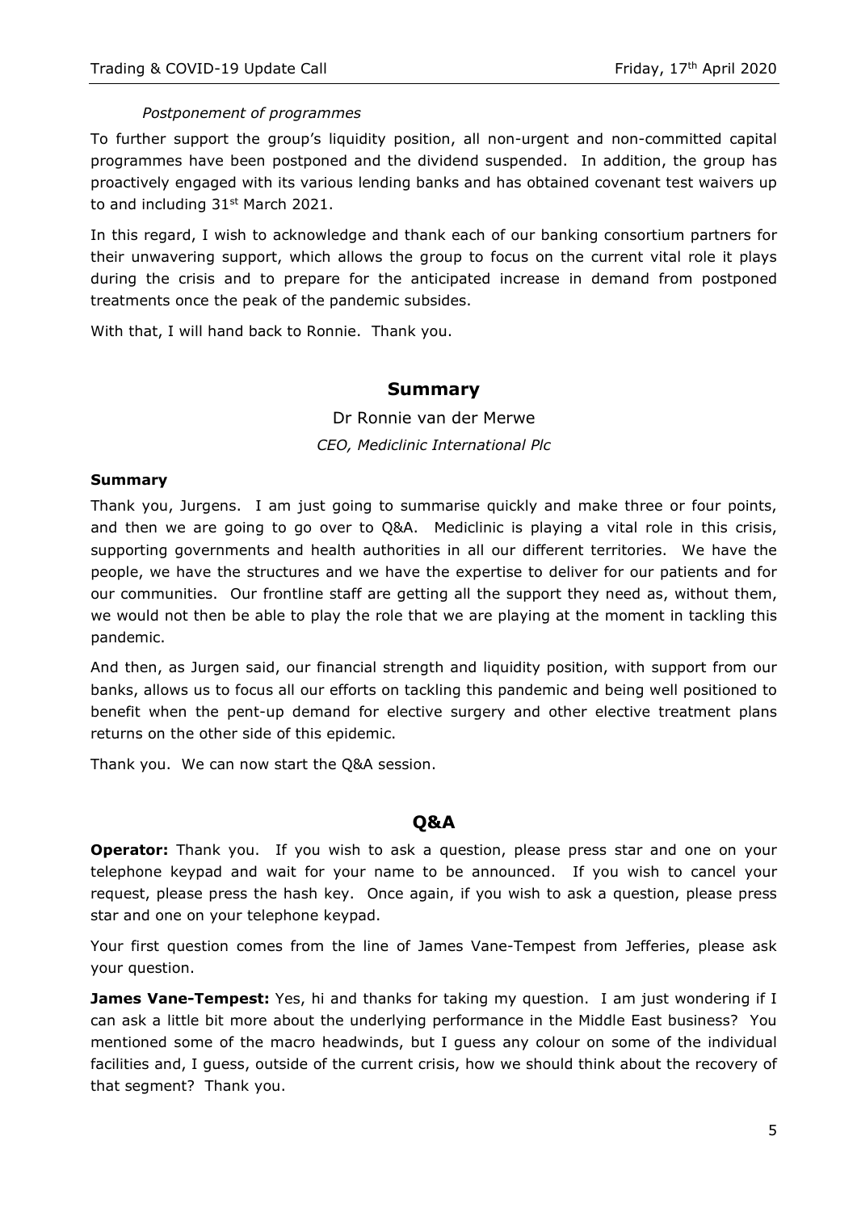*Postponement of programmes*

To further support the group's liquidity position, all non-urgent and non-committed capital programmes have been postponed and the dividend suspended. In addition, the group has proactively engaged with its various lending banks and has obtained covenant test waivers up to and including 31st March 2021.

In this regard, I wish to acknowledge and thank each of our banking consortium partners for their unwavering support, which allows the group to focus on the current vital role it plays during the crisis and to prepare for the anticipated increase in demand from postponed treatments once the peak of the pandemic subsides.

With that, I will hand back to Ronnie. Thank you.

## Summary

Dr Ronnie van der Merwe

*CEO, Mediclinic International Plc*

### Summary

Thank you, Jurgens. I am just going to summarise quickly and make three or four points, and then we are going to go over to Q&A. Mediclinic is playing a vital role in this crisis, supporting governments and health authorities in all our different territories. We have the people, we have the structures and we have the expertise to deliver for our patients and for our communities. Our frontline staff are getting all the support they need as, without them, we would not then be able to play the role that we are playing at the moment in tackling this pandemic.

And then, as Jurgen said, our financial strength and liquidity position, with support from our banks, allows us to focus all our efforts on tackling this pandemic and being well positioned to benefit when the pent-up demand for elective surgery and other elective treatment plans returns on the other side of this epidemic.

Thank you. We can now start the Q&A session.

## Q&A

**Operator:** Thank you. If you wish to ask a question, please press star and one on your telephone keypad and wait for your name to be announced. If you wish to cancel your request, please press the hash key. Once again, if you wish to ask a question, please press star and one on your telephone keypad.

Your first question comes from the line of James Vane-Tempest from Jefferies, please ask your question.

**James Vane-Tempest:** Yes, hi and thanks for taking my question. I am just wondering if I can ask a little bit more about the underlying performance in the Middle East business? You mentioned some of the macro headwinds, but I guess any colour on some of the individual facilities and, I guess, outside of the current crisis, how we should think about the recovery of that segment? Thank you.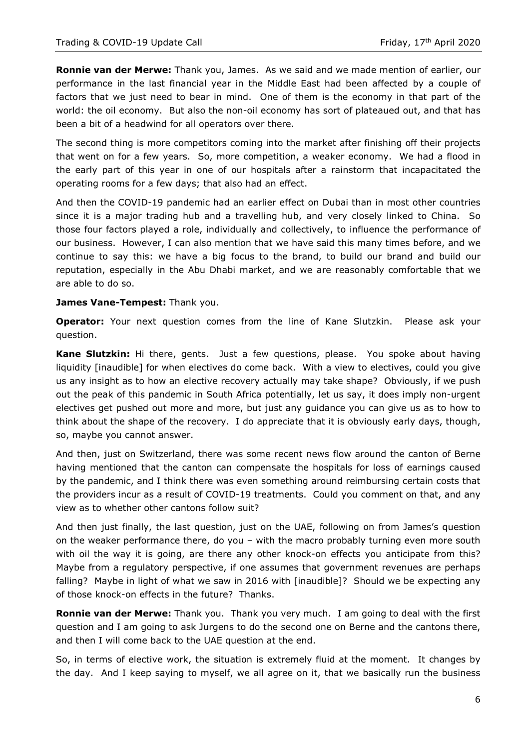**Ronnie van der Merwe:** Thank you, James. As we said and we made mention of earlier, our performance in the last financial year in the Middle East had been affected by a couple of factors that we just need to bear in mind. One of them is the economy in that part of the world: the oil economy. But also the non-oil economy has sort of plateaued out, and that has been a bit of a headwind for all operators over there.

The second thing is more competitors coming into the market after finishing off their projects that went on for a few years. So, more competition, a weaker economy. We had a flood in the early part of this year in one of our hospitals after a rainstorm that incapacitated the operating rooms for a few days; that also had an effect.

And then the COVID-19 pandemic had an earlier effect on Dubai than in most other countries since it is a major trading hub and a travelling hub, and very closely linked to China. So those four factors played a role, individually and collectively, to influence the performance of our business. However, I can also mention that we have said this many times before, and we continue to say this: we have a big focus to the brand, to build our brand and build our reputation, especially in the Abu Dhabi market, and we are reasonably comfortable that we are able to do so.

**James Vane-Tempest:** Thank you.

**Operator:** Your next question comes from the line of Kane Slutzkin. Please ask your question.

**Kane Slutzkin:** Hi there, gents. Just a few questions, please. You spoke about having liquidity [inaudible] for when electives do come back. With a view to electives, could you give us any insight as to how an elective recovery actually may take shape? Obviously, if we push out the peak of this pandemic in South Africa potentially, let us say, it does imply non-urgent electives get pushed out more and more, but just any guidance you can give us as to how to think about the shape of the recovery. I do appreciate that it is obviously early days, though, so, maybe you cannot answer.

And then, just on Switzerland, there was some recent news flow around the canton of Berne having mentioned that the canton can compensate the hospitals for loss of earnings caused by the pandemic, and I think there was even something around reimbursing certain costs that the providers incur as a result of COVID-19 treatments. Could you comment on that, and any view as to whether other cantons follow suit?

And then just finally, the last question, just on the UAE, following on from James's question on the weaker performance there, do you – with the macro probably turning even more south with oil the way it is going, are there any other knock-on effects you anticipate from this? Maybe from a regulatory perspective, if one assumes that government revenues are perhaps falling? Maybe in light of what we saw in 2016 with [inaudible]? Should we be expecting any of those knock-on effects in the future? Thanks.

**Ronnie van der Merwe:** Thank you. Thank you very much. I am going to deal with the first question and I am going to ask Jurgens to do the second one on Berne and the cantons there, and then I will come back to the UAE question at the end.

So, in terms of elective work, the situation is extremely fluid at the moment. It changes by the day. And I keep saying to myself, we all agree on it, that we basically run the business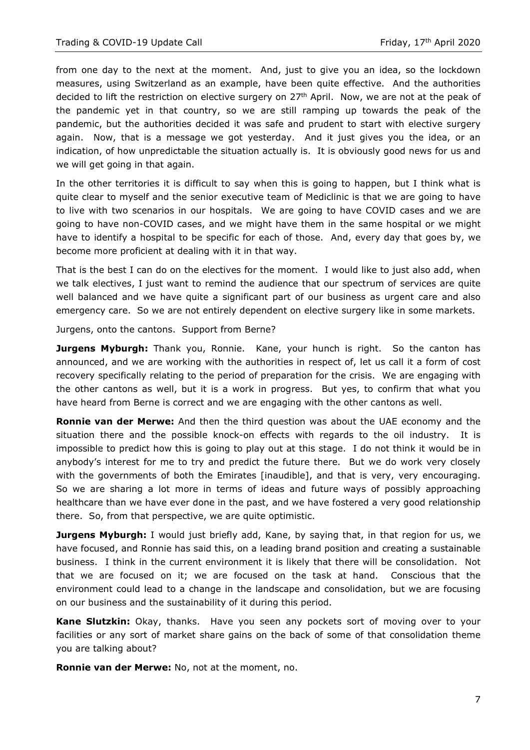from one day to the next at the moment. And, just to give you an idea, so the lockdown measures, using Switzerland as an example, have been quite effective. And the authorities decided to lift the restriction on elective surgery on 27th April. Now, we are not at the peak of the pandemic yet in that country, so we are still ramping up towards the peak of the pandemic, but the authorities decided it was safe and prudent to start with elective surgery again. Now, that is a message we got yesterday. And it just gives you the idea, or an indication, of how unpredictable the situation actually is. It is obviously good news for us and we will get going in that again.

In the other territories it is difficult to say when this is going to happen, but I think what is quite clear to myself and the senior executive team of Mediclinic is that we are going to have to live with two scenarios in our hospitals. We are going to have COVID cases and we are going to have non-COVID cases, and we might have them in the same hospital or we might have to identify a hospital to be specific for each of those. And, every day that goes by, we become more proficient at dealing with it in that way.

That is the best I can do on the electives for the moment. I would like to just also add, when we talk electives, I just want to remind the audience that our spectrum of services are quite well balanced and we have quite a significant part of our business as urgent care and also emergency care. So we are not entirely dependent on elective surgery like in some markets.

Jurgens, onto the cantons. Support from Berne?

**Jurgens Myburgh:** Thank you, Ronnie. Kane, your hunch is right. So the canton has announced, and we are working with the authorities in respect of, let us call it a form of cost recovery specifically relating to the period of preparation for the crisis. We are engaging with the other cantons as well, but it is a work in progress. But yes, to confirm that what you have heard from Berne is correct and we are engaging with the other cantons as well.

**Ronnie van der Merwe:** And then the third question was about the UAE economy and the situation there and the possible knock-on effects with regards to the oil industry. It is impossible to predict how this is going to play out at this stage. I do not think it would be in anybody's interest for me to try and predict the future there. But we do work very closely with the governments of both the Emirates [inaudible], and that is very, very encouraging. So we are sharing a lot more in terms of ideas and future ways of possibly approaching healthcare than we have ever done in the past, and we have fostered a very good relationship there. So, from that perspective, we are quite optimistic.

**Jurgens Myburgh:** I would just briefly add, Kane, by saying that, in that region for us, we have focused, and Ronnie has said this, on a leading brand position and creating a sustainable business. I think in the current environment it is likely that there will be consolidation. Not that we are focused on it; we are focused on the task at hand. Conscious that the environment could lead to a change in the landscape and consolidation, but we are focusing on our business and the sustainability of it during this period.

**Kane Slutzkin:** Okay, thanks. Have you seen any pockets sort of moving over to your facilities or any sort of market share gains on the back of some of that consolidation theme you are talking about?

**Ronnie van der Merwe:** No, not at the moment, no.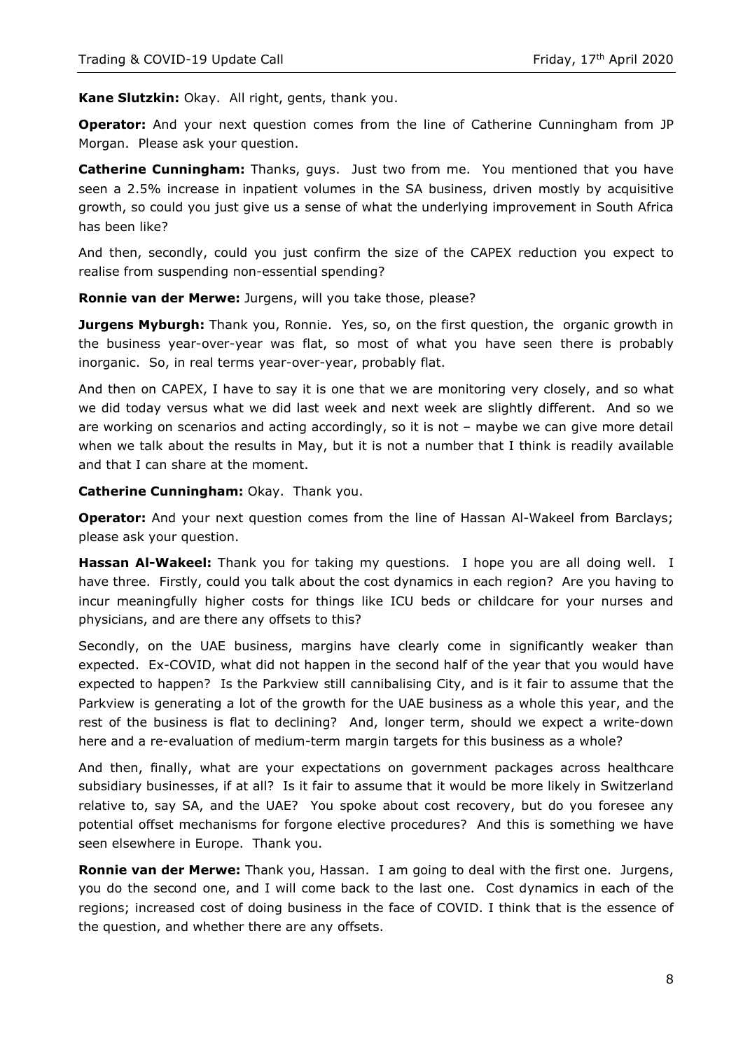**Kane Slutzkin:** Okay. All right, gents, thank you.

**Operator:** And your next question comes from the line of Catherine Cunningham from JP Morgan. Please ask your question.

**Catherine Cunningham:** Thanks, guys. Just two from me. You mentioned that you have seen a 2.5% increase in inpatient volumes in the SA business, driven mostly by acquisitive growth, so could you just give us a sense of what the underlying improvement in South Africa has been like?

And then, secondly, could you just confirm the size of the CAPEX reduction you expect to realise from suspending non-essential spending?

**Ronnie van der Merwe:** Jurgens, will you take those, please?

**Jurgens Myburgh:** Thank you, Ronnie. Yes, so, on the first question, the organic growth in the business year-over-year was flat, so most of what you have seen there is probably inorganic. So, in real terms year-over-year, probably flat.

And then on CAPEX, I have to say it is one that we are monitoring very closely, and so what we did today versus what we did last week and next week are slightly different. And so we are working on scenarios and acting accordingly, so it is not – maybe we can give more detail when we talk about the results in May, but it is not a number that I think is readily available and that I can share at the moment.

**Catherine Cunningham:** Okay. Thank you.

**Operator:** And your next question comes from the line of Hassan Al-Wakeel from Barclays; please ask your question.

**Hassan Al-Wakeel:** Thank you for taking my questions. I hope you are all doing well. I have three. Firstly, could you talk about the cost dynamics in each region? Are you having to incur meaningfully higher costs for things like ICU beds or childcare for your nurses and physicians, and are there any offsets to this?

Secondly, on the UAE business, margins have clearly come in significantly weaker than expected. Ex-COVID, what did not happen in the second half of the year that you would have expected to happen? Is the Parkview still cannibalising City, and is it fair to assume that the Parkview is generating a lot of the growth for the UAE business as a whole this year, and the rest of the business is flat to declining? And, longer term, should we expect a write-down here and a re-evaluation of medium-term margin targets for this business as a whole?

And then, finally, what are your expectations on government packages across healthcare subsidiary businesses, if at all? Is it fair to assume that it would be more likely in Switzerland relative to, say SA, and the UAE? You spoke about cost recovery, but do you foresee any potential offset mechanisms for forgone elective procedures? And this is something we have seen elsewhere in Europe. Thank you.

**Ronnie van der Merwe:** Thank you, Hassan. I am going to deal with the first one. Jurgens, you do the second one, and I will come back to the last one. Cost dynamics in each of the regions; increased cost of doing business in the face of COVID. I think that is the essence of the question, and whether there are any offsets.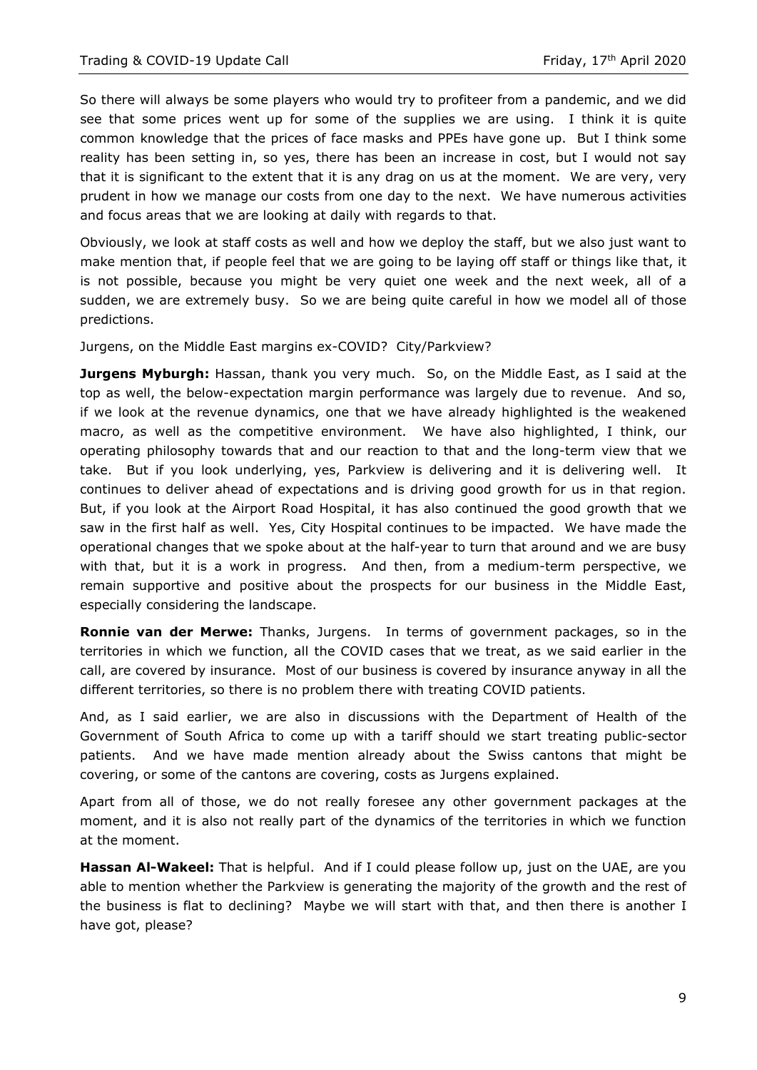So there will always be some players who would try to profiteer from a pandemic, and we did see that some prices went up for some of the supplies we are using. I think it is quite common knowledge that the prices of face masks and PPEs have gone up. But I think some reality has been setting in, so yes, there has been an increase in cost, but I would not say that it is significant to the extent that it is any drag on us at the moment. We are very, very prudent in how we manage our costs from one day to the next. We have numerous activities and focus areas that we are looking at daily with regards to that.

Obviously, we look at staff costs as well and how we deploy the staff, but we also just want to make mention that, if people feel that we are going to be laying off staff or things like that, it is not possible, because you might be very quiet one week and the next week, all of a sudden, we are extremely busy. So we are being quite careful in how we model all of those predictions.

Jurgens, on the Middle East margins ex-COVID? City/Parkview?

**Jurgens Myburgh:** Hassan, thank you very much. So, on the Middle East, as I said at the top as well, the below-expectation margin performance was largely due to revenue. And so, if we look at the revenue dynamics, one that we have already highlighted is the weakened macro, as well as the competitive environment. We have also highlighted, I think, our operating philosophy towards that and our reaction to that and the long-term view that we take. But if you look underlying, yes, Parkview is delivering and it is delivering well. It continues to deliver ahead of expectations and is driving good growth for us in that region. But, if you look at the Airport Road Hospital, it has also continued the good growth that we saw in the first half as well. Yes, City Hospital continues to be impacted. We have made the operational changes that we spoke about at the half-year to turn that around and we are busy with that, but it is a work in progress. And then, from a medium-term perspective, we remain supportive and positive about the prospects for our business in the Middle East, especially considering the landscape.

**Ronnie van der Merwe:** Thanks, Jurgens. In terms of government packages, so in the territories in which we function, all the COVID cases that we treat, as we said earlier in the call, are covered by insurance. Most of our business is covered by insurance anyway in all the different territories, so there is no problem there with treating COVID patients.

And, as I said earlier, we are also in discussions with the Department of Health of the Government of South Africa to come up with a tariff should we start treating public-sector patients. And we have made mention already about the Swiss cantons that might be covering, or some of the cantons are covering, costs as Jurgens explained.

Apart from all of those, we do not really foresee any other government packages at the moment, and it is also not really part of the dynamics of the territories in which we function at the moment.

**Hassan Al-Wakeel:** That is helpful. And if I could please follow up, just on the UAE, are you able to mention whether the Parkview is generating the majority of the growth and the rest of the business is flat to declining? Maybe we will start with that, and then there is another I have got, please?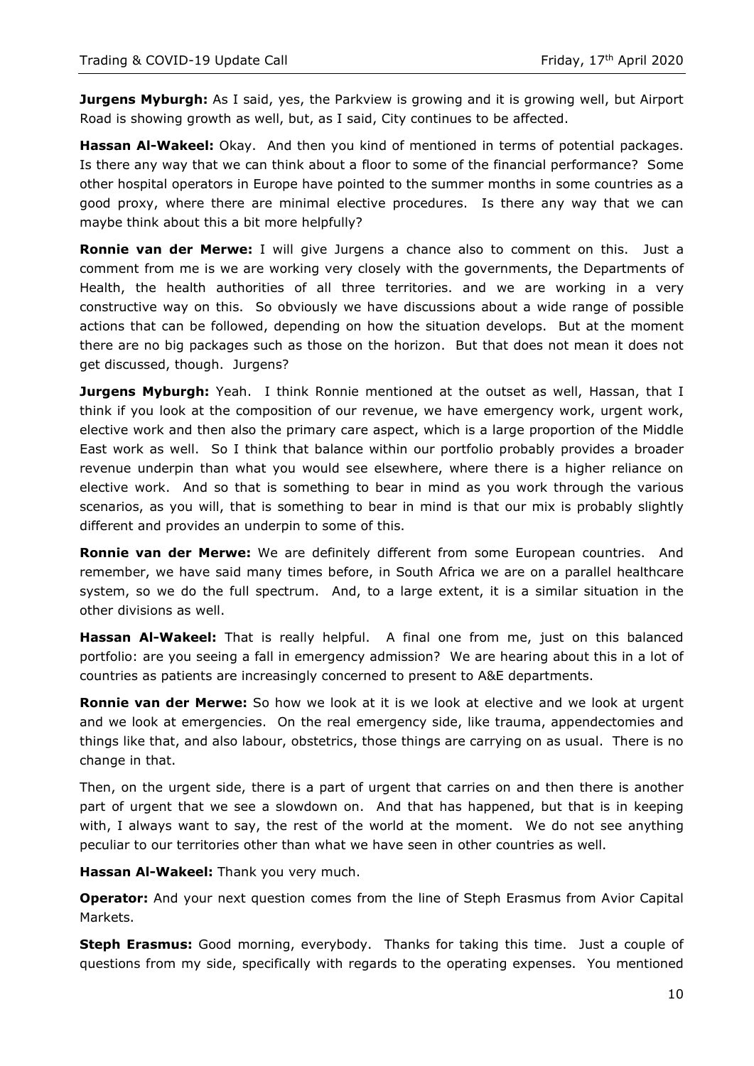**Jurgens Myburgh:** As I said, yes, the Parkview is growing and it is growing well, but Airport Road is showing growth as well, but, as I said, City continues to be affected.

**Hassan Al-Wakeel:** Okay. And then you kind of mentioned in terms of potential packages. Is there any way that we can think about a floor to some of the financial performance? Some other hospital operators in Europe have pointed to the summer months in some countries as a good proxy, where there are minimal elective procedures. Is there any way that we can maybe think about this a bit more helpfully?

**Ronnie van der Merwe:** I will give Jurgens a chance also to comment on this. Just a comment from me is we are working very closely with the governments, the Departments of Health, the health authorities of all three territories. and we are working in a very constructive way on this. So obviously we have discussions about a wide range of possible actions that can be followed, depending on how the situation develops. But at the moment there are no big packages such as those on the horizon. But that does not mean it does not get discussed, though. Jurgens?

**Jurgens Myburgh:** Yeah. I think Ronnie mentioned at the outset as well, Hassan, that I think if you look at the composition of our revenue, we have emergency work, urgent work, elective work and then also the primary care aspect, which is a large proportion of the Middle East work as well. So I think that balance within our portfolio probably provides a broader revenue underpin than what you would see elsewhere, where there is a higher reliance on elective work. And so that is something to bear in mind as you work through the various scenarios, as you will, that is something to bear in mind is that our mix is probably slightly different and provides an underpin to some of this.

**Ronnie van der Merwe:** We are definitely different from some European countries. And remember, we have said many times before, in South Africa we are on a parallel healthcare system, so we do the full spectrum. And, to a large extent, it is a similar situation in the other divisions as well.

**Hassan Al-Wakeel:** That is really helpful. A final one from me, just on this balanced portfolio: are you seeing a fall in emergency admission? We are hearing about this in a lot of countries as patients are increasingly concerned to present to A&E departments.

**Ronnie van der Merwe:** So how we look at it is we look at elective and we look at urgent and we look at emergencies. On the real emergency side, like trauma, appendectomies and things like that, and also labour, obstetrics, those things are carrying on as usual. There is no change in that.

Then, on the urgent side, there is a part of urgent that carries on and then there is another part of urgent that we see a slowdown on. And that has happened, but that is in keeping with, I always want to say, the rest of the world at the moment. We do not see anything peculiar to our territories other than what we have seen in other countries as well.

**Hassan Al-Wakeel:** Thank you very much.

**Operator:** And your next question comes from the line of Steph Erasmus from Avior Capital Markets.

**Steph Erasmus:** Good morning, everybody. Thanks for taking this time. Just a couple of questions from my side, specifically with regards to the operating expenses. You mentioned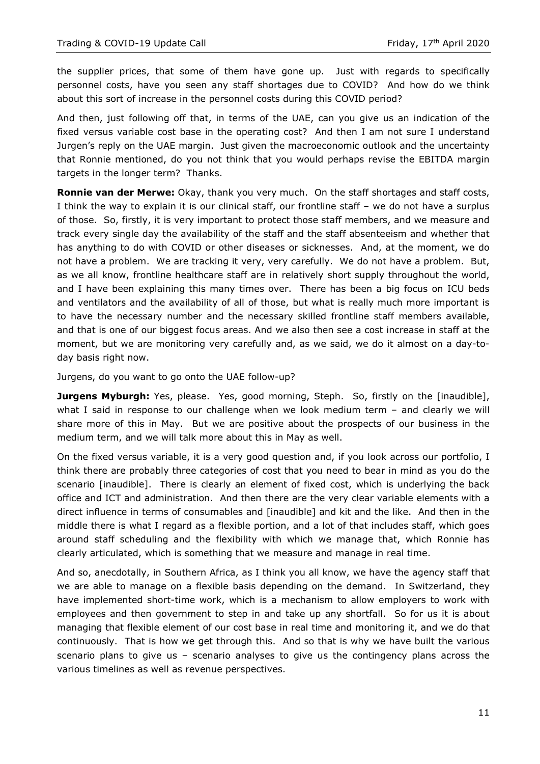the supplier prices, that some of them have gone up. Just with regards to specifically personnel costs, have you seen any staff shortages due to COVID? And how do we think about this sort of increase in the personnel costs during this COVID period?

And then, just following off that, in terms of the UAE, can you give us an indication of the fixed versus variable cost base in the operating cost? And then I am not sure I understand Jurgen's reply on the UAE margin. Just given the macroeconomic outlook and the uncertainty that Ronnie mentioned, do you not think that you would perhaps revise the EBITDA margin targets in the longer term? Thanks.

**Ronnie van der Merwe:** Okay, thank you very much. On the staff shortages and staff costs, I think the way to explain it is our clinical staff, our frontline staff – we do not have a surplus of those. So, firstly, it is very important to protect those staff members, and we measure and track every single day the availability of the staff and the staff absenteeism and whether that has anything to do with COVID or other diseases or sicknesses. And, at the moment, we do not have a problem. We are tracking it very, very carefully. We do not have a problem. But, as we all know, frontline healthcare staff are in relatively short supply throughout the world, and I have been explaining this many times over. There has been a big focus on ICU beds and ventilators and the availability of all of those, but what is really much more important is to have the necessary number and the necessary skilled frontline staff members available, and that is one of our biggest focus areas. And we also then see a cost increase in staff at the moment, but we are monitoring very carefully and, as we said, we do it almost on a day-to-day basis right now.

Jurgens, do you want to go onto the UAE follow-up?

**Jurgens Myburgh:** Yes, please. Yes, good morning, Steph. So, firstly on the [inaudible], what I said in response to our challenge when we look medium term – and clearly we will share more of this in May. But we are positive about the prospects of our business in the medium term, and we will talk more about this in May as well.

On the fixed versus variable, it is a very good question and, if you look across our portfolio, I think there are probably three categories of cost that you need to bear in mind as you do the scenario [inaudible]. There is clearly an element of fixed cost, which is underlying the back office and ICT and administration. And then there are the very clear variable elements with a direct influence in terms of consumables and [inaudible] and kit and the like. And then in the middle there is what I regard as a flexible portion, and a lot of that includes staff, which goes around staff scheduling and the flexibility with which we manage that, which Ronnie has clearly articulated, which is something that we measure and manage in real time.

And so, anecdotally, in Southern Africa, as I think you all know, we have the agency staff that we are able to manage on a flexible basis depending on the demand. In Switzerland, they have implemented short-time work, which is a mechanism to allow employers to work with employees and then government to step in and take up any shortfall. So for us it is about managing that flexible element of our cost base in real time and monitoring it, and we do that continuously. That is how we get through this. And so that is why we have built the various scenario plans to give us – scenario analyses to give us the contingency plans across the various timelines as well as revenue perspectives.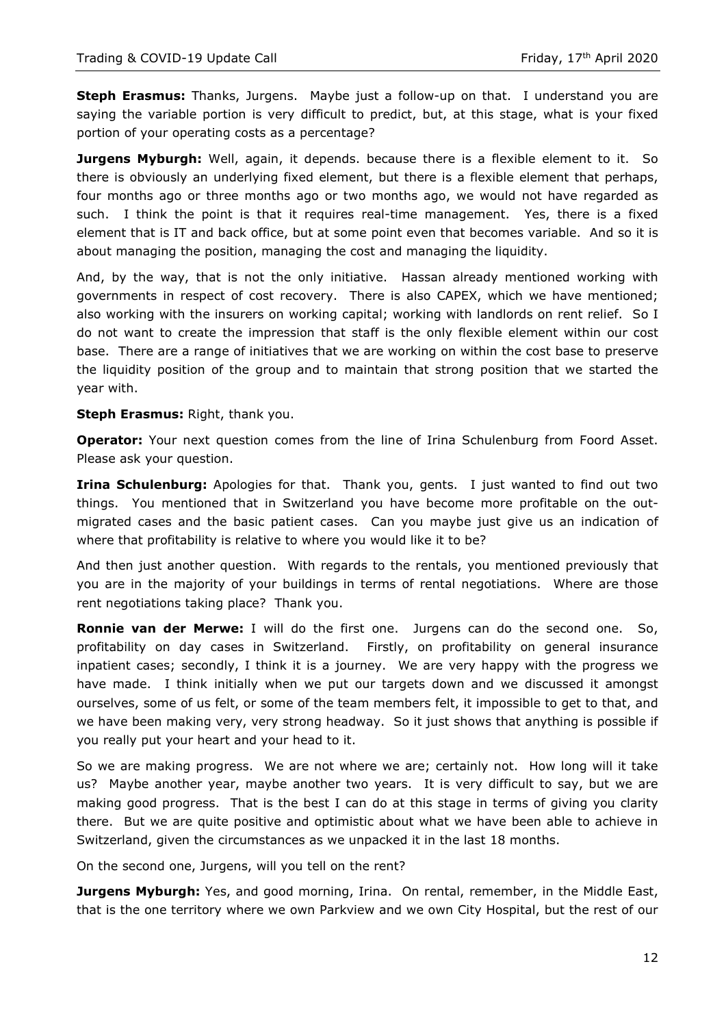**Steph Erasmus:** Thanks, Jurgens. Maybe just a follow-up on that. I understand you are saying the variable portion is very difficult to predict, but, at this stage, what is your fixed portion of your operating costs as a percentage?

**Jurgens Myburgh:** Well, again, it depends. because there is a flexible element to it. So there is obviously an underlying fixed element, but there is a flexible element that perhaps, four months ago or three months ago or two months ago, we would not have regarded as such. I think the point is that it requires real-time management. Yes, there is a fixed element that is IT and back office, but at some point even that becomes variable. And so it is about managing the position, managing the cost and managing the liquidity.

And, by the way, that is not the only initiative. Hassan already mentioned working with governments in respect of cost recovery. There is also CAPEX, which we have mentioned; also working with the insurers on working capital; working with landlords on rent relief. So I do not want to create the impression that staff is the only flexible element within our cost base. There are a range of initiatives that we are working on within the cost base to preserve the liquidity position of the group and to maintain that strong position that we started the year with.

**Steph Erasmus:** Right, thank you.

**Operator:** Your next question comes from the line of Irina Schulenburg from Foord Asset. Please ask your question.

**Irina Schulenburg:** Apologies for that. Thank you, gents. I just wanted to find out two things. You mentioned that in Switzerland you have become more profitable on the out-migrated cases and the basic patient cases. Can you maybe just give us an indication of where that profitability is relative to where you would like it to be?

And then just another question. With regards to the rentals, you mentioned previously that you are in the majority of your buildings in terms of rental negotiations. Where are those rent negotiations taking place? Thank you.

**Ronnie van der Merwe:** I will do the first one. Jurgens can do the second one. So, profitability on day cases in Switzerland. Firstly, on profitability on general insurance inpatient cases; secondly, I think it is a journey. We are very happy with the progress we have made. I think initially when we put our targets down and we discussed it amongst ourselves, some of us felt, or some of the team members felt, it impossible to get to that, and we have been making very, very strong headway. So it just shows that anything is possible if you really put your heart and your head to it.

So we are making progress. We are not where we are; certainly not. How long will it take us? Maybe another year, maybe another two years. It is very difficult to say, but we are making good progress. That is the best I can do at this stage in terms of giving you clarity there. But we are quite positive and optimistic about what we have been able to achieve in Switzerland, given the circumstances as we unpacked it in the last 18 months.

On the second one, Jurgens, will you tell on the rent?

**Jurgens Myburgh:** Yes, and good morning, Irina. On rental, remember, in the Middle East, that is the one territory where we own Parkview and we own City Hospital, but the rest of our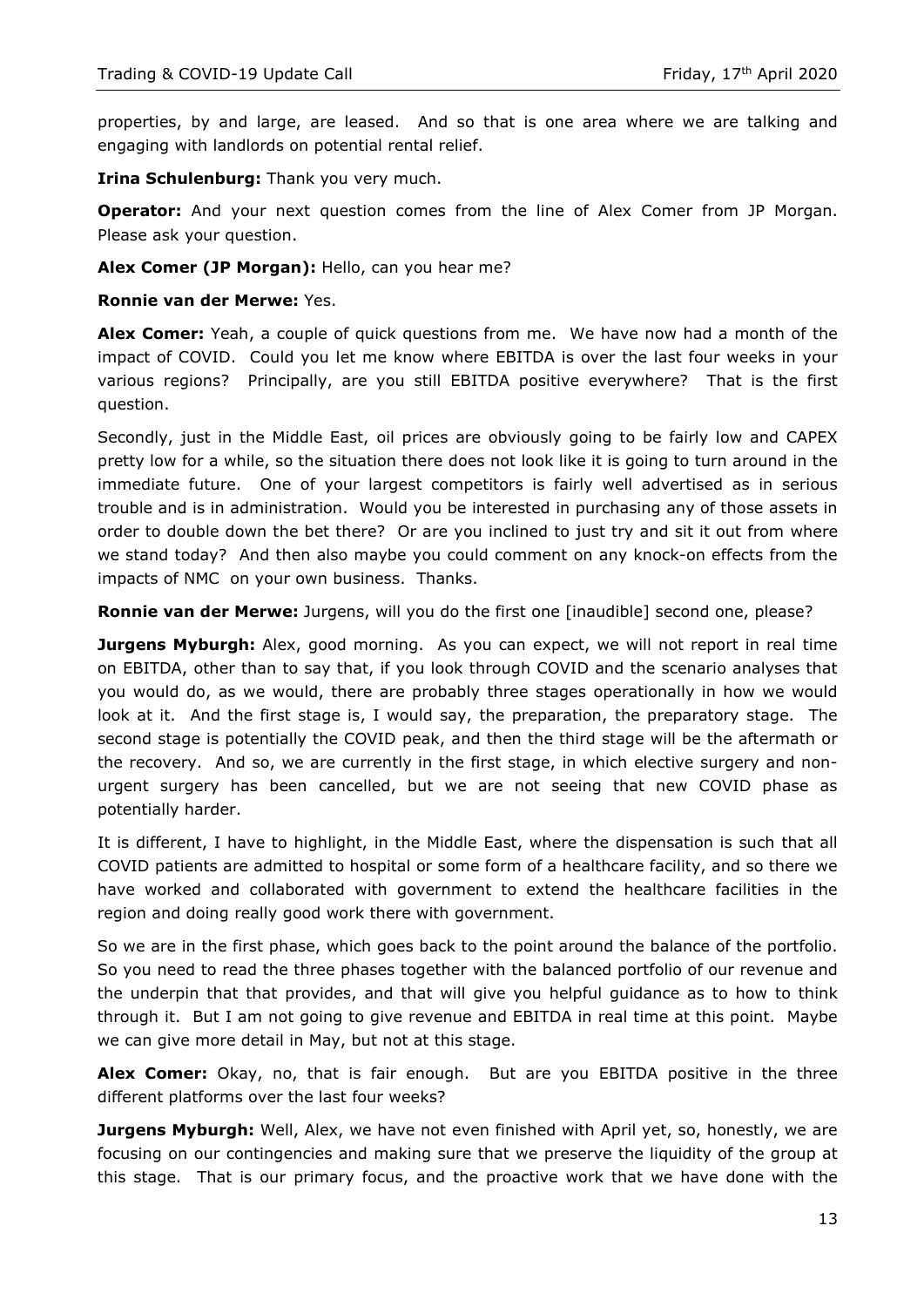properties, by and large, are leased. And so that is one area where we are talking and engaging with landlords on potential rental relief.

**Irina Schulenburg:** Thank you very much.

**Operator:** And your next question comes from the line of Alex Comer from JP Morgan. Please ask your question.

**Alex Comer (JP Morgan):** Hello, can you hear me?

**Ronnie van der Merwe:** Yes.

**Alex Comer:** Yeah, a couple of quick questions from me. We have now had a month of the impact of COVID. Could you let me know where EBITDA is over the last four weeks in your various regions? Principally, are you still EBITDA positive everywhere? That is the first question.

Secondly, just in the Middle East, oil prices are obviously going to be fairly low and CAPEX pretty low for a while, so the situation there does not look like it is going to turn around in the immediate future. One of your largest competitors is fairly well advertised as in serious trouble and is in administration. Would you be interested in purchasing any of those assets in order to double down the bet there? Or are you inclined to just try and sit it out from where we stand today? And then also maybe you could comment on any knock-on effects from the impacts of NMC on your own business. Thanks.

**Ronnie van der Merwe:** Jurgens, will you do the first one [inaudible] second one, please?

**Jurgens Myburgh:** Alex, good morning. As you can expect, we will not report in real time on EBITDA, other than to say that, if you look through COVID and the scenario analyses that you would do, as we would, there are probably three stages operationally in how we would look at it. And the first stage is, I would say, the preparation, the preparatory stage. The second stage is potentially the COVID peak, and then the third stage will be the aftermath or the recovery. And so, we are currently in the first stage, in which elective surgery and non-urgent surgery has been cancelled, but we are not seeing that new COVID phase as potentially harder.

It is different, I have to highlight, in the Middle East, where the dispensation is such that all COVID patients are admitted to hospital or some form of a healthcare facility, and so there we have worked and collaborated with government to extend the healthcare facilities in the region and doing really good work there with government.

So we are in the first phase, which goes back to the point around the balance of the portfolio. So you need to read the three phases together with the balanced portfolio of our revenue and the underpin that that provides, and that will give you helpful guidance as to how to think through it. But I am not going to give revenue and EBITDA in real time at this point. Maybe we can give more detail in May, but not at this stage.

**Alex Comer:** Okay, no, that is fair enough. But are you EBITDA positive in the three different platforms over the last four weeks?

**Jurgens Myburgh:** Well, Alex, we have not even finished with April yet, so, honestly, we are focusing on our contingencies and making sure that we preserve the liquidity of the group at this stage. That is our primary focus, and the proactive work that we have done with the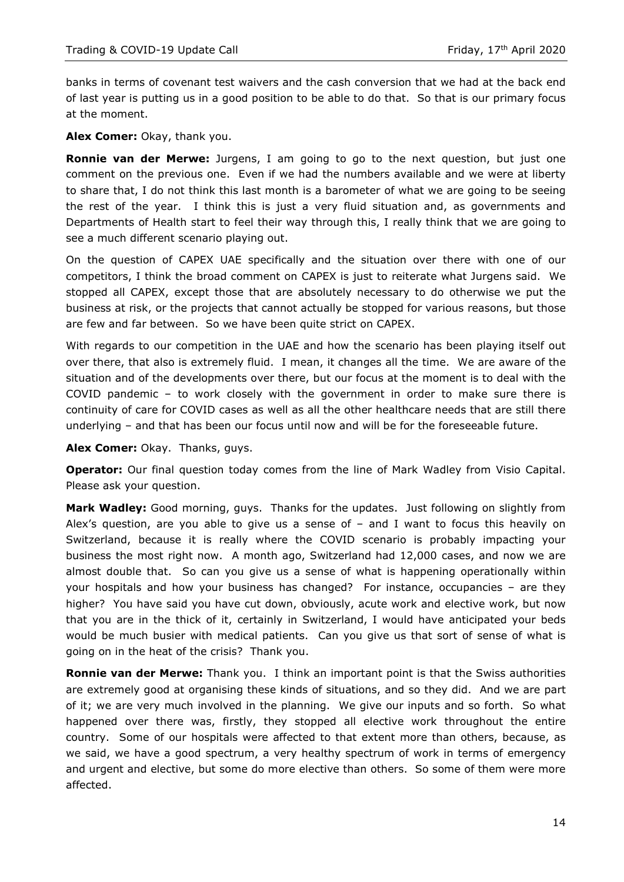banks in terms of covenant test waivers and the cash conversion that we had at the back end of last year is putting us in a good position to be able to do that. So that is our primary focus at the moment.

**Alex Comer:** Okay, thank you.

**Ronnie van der Merwe:** Jurgens, I am going to go to the next question, but just one comment on the previous one. Even if we had the numbers available and we were at liberty to share that, I do not think this last month is a barometer of what we are going to be seeing the rest of the year. I think this is just a very fluid situation and, as governments and Departments of Health start to feel their way through this, I really think that we are going to see a much different scenario playing out.

On the question of CAPEX UAE specifically and the situation over there with one of our competitors, I think the broad comment on CAPEX is just to reiterate what Jurgens said. We stopped all CAPEX, except those that are absolutely necessary to do otherwise we put the business at risk, or the projects that cannot actually be stopped for various reasons, but those are few and far between. So we have been quite strict on CAPEX.

With regards to our competition in the UAE and how the scenario has been playing itself out over there, that also is extremely fluid. I mean, it changes all the time. We are aware of the situation and of the developments over there, but our focus at the moment is to deal with the COVID pandemic – to work closely with the government in order to make sure there is continuity of care for COVID cases as well as all the other healthcare needs that are still there underlying – and that has been our focus until now and will be for the foreseeable future.

**Alex Comer:** Okay. Thanks, guys.

**Operator:** Our final question today comes from the line of Mark Wadley from Visio Capital. Please ask your question.

**Mark Wadley:** Good morning, guys. Thanks for the updates. Just following on slightly from Alex's question, are you able to give us a sense of – and I want to focus this heavily on Switzerland, because it is really where the COVID scenario is probably impacting your business the most right now. A month ago, Switzerland had 12,000 cases, and now we are almost double that. So can you give us a sense of what is happening operationally within your hospitals and how your business has changed? For instance, occupancies – are they higher? You have said you have cut down, obviously, acute work and elective work, but now that you are in the thick of it, certainly in Switzerland, I would have anticipated your beds would be much busier with medical patients. Can you give us that sort of sense of what is going on in the heat of the crisis? Thank you.

**Ronnie van der Merwe:** Thank you. I think an important point is that the Swiss authorities are extremely good at organising these kinds of situations, and so they did. And we are part of it; we are very much involved in the planning. We give our inputs and so forth. So what happened over there was, firstly, they stopped all elective work throughout the entire country. Some of our hospitals were affected to that extent more than others, because, as we said, we have a good spectrum, a very healthy spectrum of work in terms of emergency and urgent and elective, but some do more elective than others. So some of them were more affected.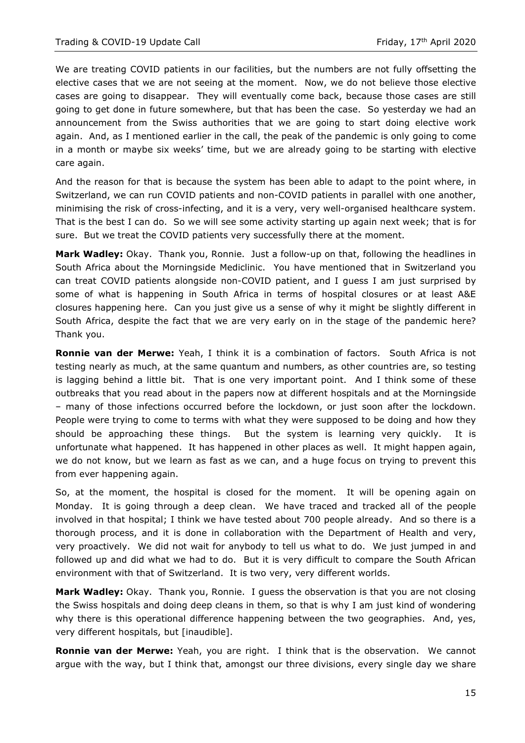We are treating COVID patients in our facilities, but the numbers are not fully offsetting the elective cases that we are not seeing at the moment. Now, we do not believe those elective cases are going to disappear. They will eventually come back, because those cases are still going to get done in future somewhere, but that has been the case. So yesterday we had an announcement from the Swiss authorities that we are going to start doing elective work again. And, as I mentioned earlier in the call, the peak of the pandemic is only going to come in a month or maybe six weeks' time, but we are already going to be starting with elective care again.

And the reason for that is because the system has been able to adapt to the point where, in Switzerland, we can run COVID patients and non-COVID patients in parallel with one another, minimising the risk of cross-infecting, and it is a very, very well-organised healthcare system. That is the best I can do. So we will see some activity starting up again next week; that is for sure. But we treat the COVID patients very successfully there at the moment.

**Mark Wadley:** Okay. Thank you, Ronnie. Just a follow-up on that, following the headlines in South Africa about the Morningside Mediclinic. You have mentioned that in Switzerland you can treat COVID patients alongside non-COVID patient, and I guess I am just surprised by some of what is happening in South Africa in terms of hospital closures or at least A&E closures happening here. Can you just give us a sense of why it might be slightly different in South Africa, despite the fact that we are very early on in the stage of the pandemic here? Thank you.

**Ronnie van der Merwe:** Yeah, I think it is a combination of factors. South Africa is not testing nearly as much, at the same quantum and numbers, as other countries are, so testing is lagging behind a little bit. That is one very important point. And I think some of these outbreaks that you read about in the papers now at different hospitals and at the Morningside – many of those infections occurred before the lockdown, or just soon after the lockdown. People were trying to come to terms with what they were supposed to be doing and how they should be approaching these things. But the system is learning very quickly. It is unfortunate what happened. It has happened in other places as well. It might happen again, we do not know, but we learn as fast as we can, and a huge focus on trying to prevent this from ever happening again.

So, at the moment, the hospital is closed for the moment. It will be opening again on Monday. It is going through a deep clean. We have traced and tracked all of the people involved in that hospital; I think we have tested about 700 people already. And so there is a thorough process, and it is done in collaboration with the Department of Health and very, very proactively. We did not wait for anybody to tell us what to do. We just jumped in and followed up and did what we had to do. But it is very difficult to compare the South African environment with that of Switzerland. It is two very, very different worlds.

**Mark Wadley:** Okay. Thank you, Ronnie. I guess the observation is that you are not closing the Swiss hospitals and doing deep cleans in them, so that is why I am just kind of wondering why there is this operational difference happening between the two geographies. And, yes, very different hospitals, but [inaudible].

**Ronnie van der Merwe:** Yeah, you are right. I think that is the observation. We cannot argue with the way, but I think that, amongst our three divisions, every single day we share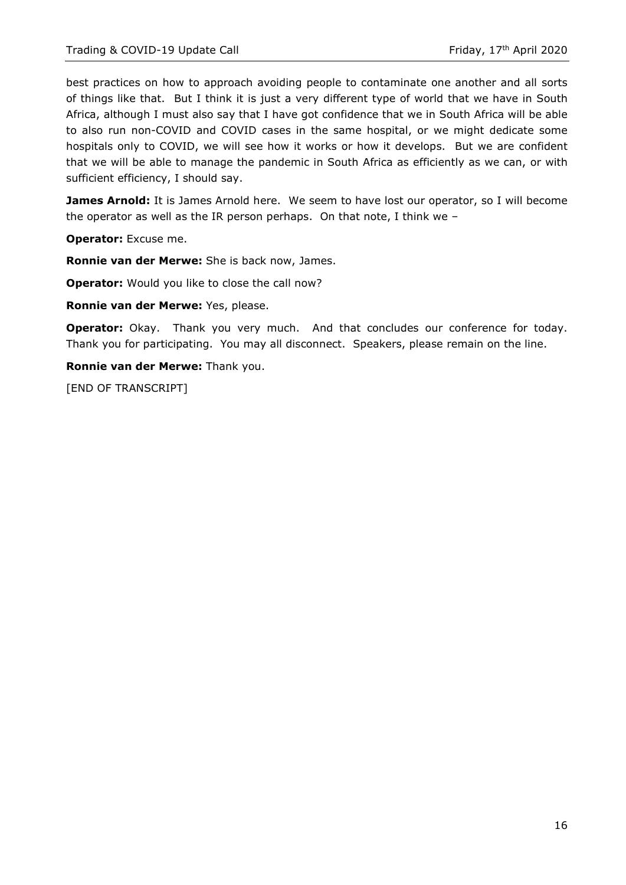best practices on how to approach avoiding people to contaminate one another and all sorts of things like that. But I think it is just a very different type of world that we have in South Africa, although I must also say that I have got confidence that we in South Africa will be able to also run non-COVID and COVID cases in the same hospital, or we might dedicate some hospitals only to COVID, we will see how it works or how it develops. But we are confident that we will be able to manage the pandemic in South Africa as efficiently as we can, or with sufficient efficiency, I should say.

**James Arnold:** It is James Arnold here. We seem to have lost our operator, so I will become the operator as well as the IR person perhaps. On that note, I think we –

**Operator:** Excuse me.

**Ronnie van der Merwe:** She is back now, James.

**Operator:** Would you like to close the call now?

**Ronnie van der Merwe:** Yes, please.

**Operator:** Okay. Thank you very much. And that concludes our conference for today. Thank you for participating. You may all disconnect. Speakers, please remain on the line.

**Ronnie van der Merwe:** Thank you.

[END OF TRANSCRIPT]